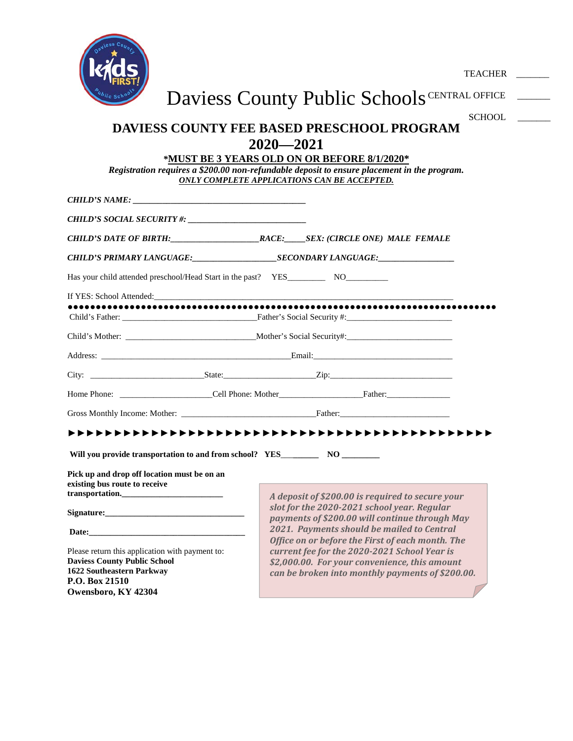TEACHER _______

CENTRAL OFFICE _______

SCHOOL _______

# Daviess County Public Schools

## DAVIESS COUNTY FEE BASED PRESCHOOL PROGRAM

## 2020—2021

**\*MUST BE 3 YEARS OLD ON OR BEFORE 8/1/2020\***

***Registration requires a $200.00 non-refundable deposit to ensure placement in the program.***

***ONLY COMPLETE APPLICATIONS CAN BE ACCEPTED.***

***CHILD'S NAME:*** ________________________________________

***CHILD'S SOCIAL SECURITY #:*** ____________________________

***CHILD'S DATE OF BIRTH:*** ____________________ ***RACE:*** _____ ***SEX: (CIRCLE ONE) MALE FEMALE***

***CHILD'S PRIMARY LANGUAGE:*** ___________________ ***SECONDARY LANGUAGE:*** _________________

Has your child attended preschool/Head Start in the past? YES_________ NO__________

If YES: School Attended:_____________________________________________________________________

●●●●●●●●●●●●●●●●●●●●●●●●●●●●●●●●●●●●●●●●●●●●●●●●●●●●●●●●●●●●●●●●●●●●●●●●●●

Child's Father: _______________________________ Father's Social Security #:________________________

Child's Mother: ______________________________ Mother's Social Security#:________________________

Address: ____________________________________________ Email:________________________________

City: __________________________ State:_____________________ Zip:____________________________

Home Phone: _____________________ Cell Phone: Mother___________________ Father:______________

Gross Monthly Income: Mother: _______________________________ Father:_________________________

►►►►►►►►►►►►►►►►►►►►►►►►►►►►►►►►►►►►►►►►►►►►►►►►

**Will you provide transportation to and from school? YES_________ NO _________**

**Pick up and drop off location must be on an existing bus route to receive transportation.**________________________

**Signature:**_________________________________

**Date:**_____________________________________

Please return this application with payment to:

**Daviess County Public School**
**1622 Southeastern Parkway**
**P.O. Box 21510**
**Owensboro, KY 42304**

*A deposit of $200.00 is required to secure your slot for the 2020-2021 school year. Regular payments of $200.00 will continue through May 2021. Payments should be mailed to Central Office on or before the First of each month. The current fee for the 2020-2021 School Year is $2,000.00. For your convenience, this amount can be broken into monthly payments of $200.00.*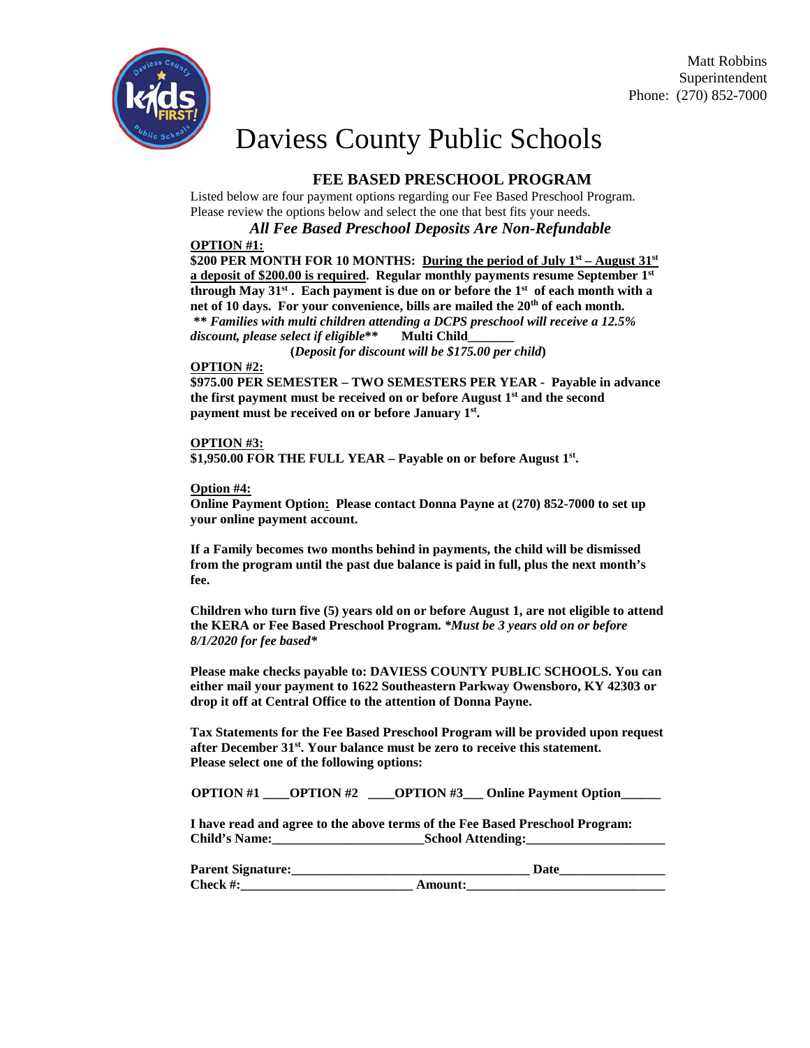Matt Robbins
Superintendent
Phone: (270) 852-7000

# Daviess County Public Schools

## FEE BASED PRESCHOOL PROGRAM

Listed below are four payment options regarding our Fee Based Preschool Program. Please review the options below and select the one that best fits your needs.

***All Fee Based Preschool Deposits Are Non-Refundable***

**OPTION #1:**

**$200 PER MONTH FOR 10 MONTHS: During the period of July 1st – August 31st a deposit of $200.00 is required. Regular monthly payments resume September 1st through May 31st . Each payment is due on or before the 1st of each month with a net of 10 days. For your convenience, bills are mailed the 20th of each month.**

**\*\* *Families with multi children attending a DCPS preschool will receive a 12.5% discount, please select if eligible\*\**** **Multi Child_______**

**(*Deposit for discount will be $175.00 per child*)**

**OPTION #2:**

**$975.00 PER SEMESTER – TWO SEMESTERS PER YEAR - Payable in advance the first payment must be received on or before August 1st and the second payment must be received on or before January 1st.**

**OPTION #3:**

**$1,950.00 FOR THE FULL YEAR – Payable on or before August 1st.**

**Option #4:**

**Online Payment Option: Please contact Donna Payne at (270) 852-7000 to set up your online payment account.**

**If a Family becomes two months behind in payments, the child will be dismissed from the program until the past due balance is paid in full, plus the next month's fee.**

**Children who turn five (5) years old on or before August 1, are not eligible to attend the KERA or Fee Based Preschool Program. *\*Must be 3 years old on or before 8/1/2020 for fee based\****

**Please make checks payable to: DAVIESS COUNTY PUBLIC SCHOOLS. You can either mail your payment to 1622 Southeastern Parkway Owensboro, KY 42303 or drop it off at Central Office to the attention of Donna Payne.**

**Tax Statements for the Fee Based Preschool Program will be provided upon request after December 31st. Your balance must be zero to receive this statement.**

**Please select one of the following options:**

**OPTION #1 ____OPTION #2 ____OPTION #3___ Online Payment Option______**

**I have read and agree to the above terms of the Fee Based Preschool Program:**

**Child's Name:_______________________School Attending:_____________________**

**Parent Signature:____________________________________ Date________________**

**Check #:__________________________ Amount:______________________________**